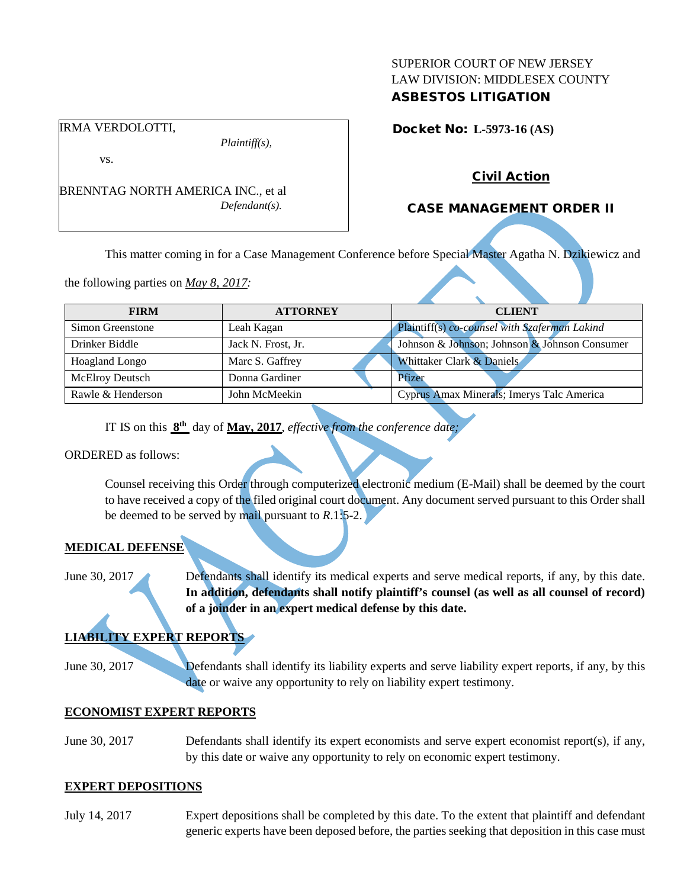SUPERIOR COURT OF NEW JERSEY
LAW DIVISION: MIDDLESEX COUNTY
**ASBESTOS LITIGATION**

IRMA VERDOLOTTI,
*Plaintiff(s),*

vs.

BRENNTAG NORTH AMERICA INC., et al
*Defendant(s).*

**Docket No: L-5973-16 (AS)**

**Civil Action**

**CASE MANAGEMENT ORDER II**

This matter coming in for a Case Management Conference before Special Master Agatha N. Dzikiewicz and the following parties on *May 8, 2017:*

| FIRM | ATTORNEY | CLIENT |
|---|---|---|
| Simon Greenstone | Leah Kagan | Plaintiff(s) *co-counsel with Szaferman Lakind* |
| Drinker Biddle | Jack N. Frost, Jr. | Johnson & Johnson; Johnson & Johnson Consumer |
| Hoagland Longo | Marc S. Gaffrey | Whittaker Clark & Daniels |
| McElroy Deutsch | Donna Gardiner | Pfizer |
| Rawle & Henderson | John McMeekin | Cyprus Amax Minerals; Imerys Talc America |

IT IS on this **8th** day of **May, 2017**, *effective from the conference date;*

ORDERED as follows:

Counsel receiving this Order through computerized electronic medium (E-Mail) shall be deemed by the court to have received a copy of the filed original court document. Any document served pursuant to this Order shall be deemed to be served by mail pursuant to *R*.1:5-2.

**MEDICAL DEFENSE**

June 30, 2017 Defendants shall identify its medical experts and serve medical reports, if any, by this date. **In addition, defendants shall notify plaintiff's counsel (as well as all counsel of record) of a joinder in an expert medical defense by this date.**

**LIABILITY EXPERT REPORTS**

June 30, 2017 Defendants shall identify its liability experts and serve liability expert reports, if any, by this date or waive any opportunity to rely on liability expert testimony.

**ECONOMIST EXPERT REPORTS**

June 30, 2017 Defendants shall identify its expert economists and serve expert economist report(s), if any, by this date or waive any opportunity to rely on economic expert testimony.

**EXPERT DEPOSITIONS**

July 14, 2017 Expert depositions shall be completed by this date. To the extent that plaintiff and defendant generic experts have been deposed before, the parties seeking that deposition in this case must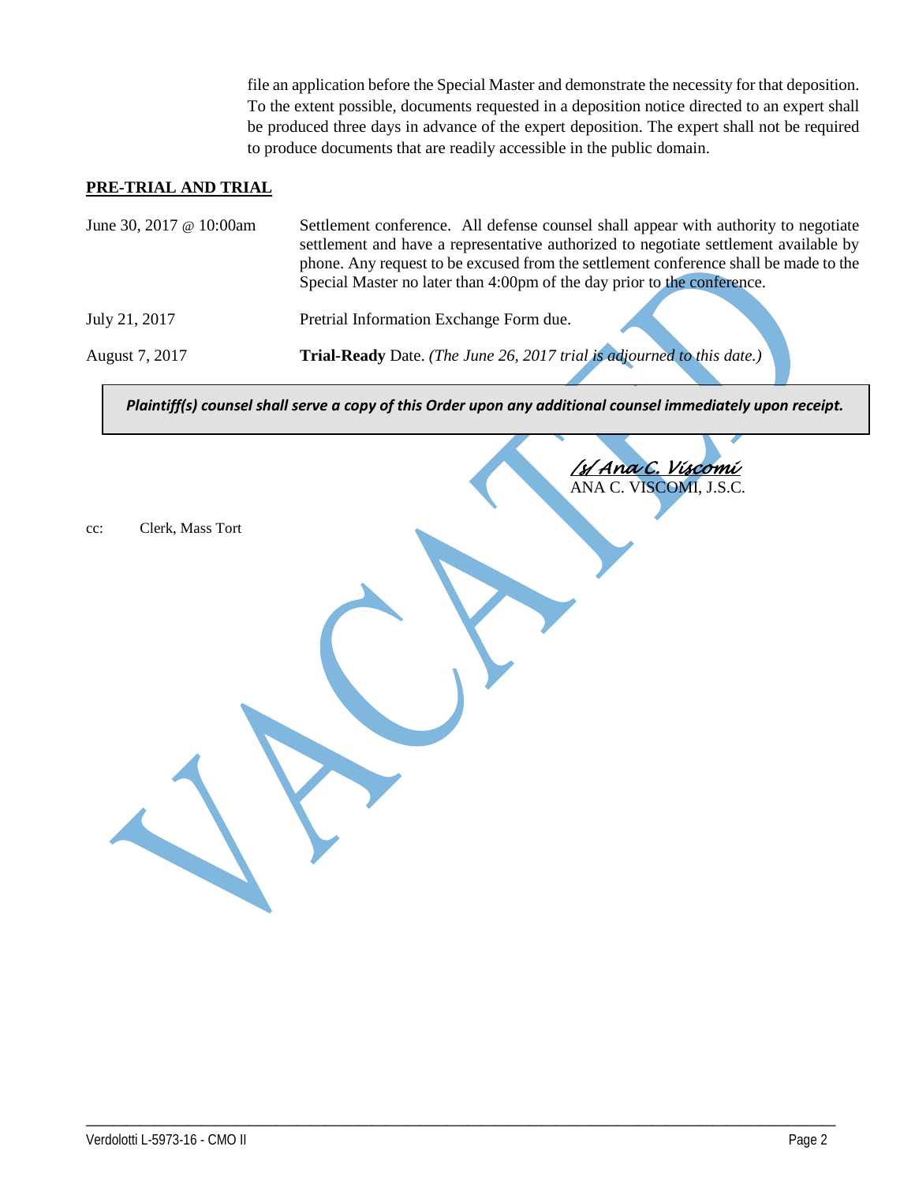file an application before the Special Master and demonstrate the necessity for that deposition. To the extent possible, documents requested in a deposition notice directed to an expert shall be produced three days in advance of the expert deposition. The expert shall not be required to produce documents that are readily accessible in the public domain.

**PRE-TRIAL AND TRIAL**

| | |
|---|---|
| June 30, 2017 @ 10:00am | Settlement conference. All defense counsel shall appear with authority to negotiate settlement and have a representative authorized to negotiate settlement available by phone. Any request to be excused from the settlement conference shall be made to the Special Master no later than 4:00pm of the day prior to the conference. |
| July 21, 2017 | Pretrial Information Exchange Form due. |
| August 7, 2017 | **Trial-Ready** Date. *(The June 26, 2017 trial is adjourned to this date.)* |

***Plaintiff(s) counsel shall serve a copy of this Order upon any additional counsel immediately upon receipt.***

*/s/ Ana C. Viscomi*
ANA C. VISCOMI, J.S.C.

cc: Clerk, Mass Tort

VACATED